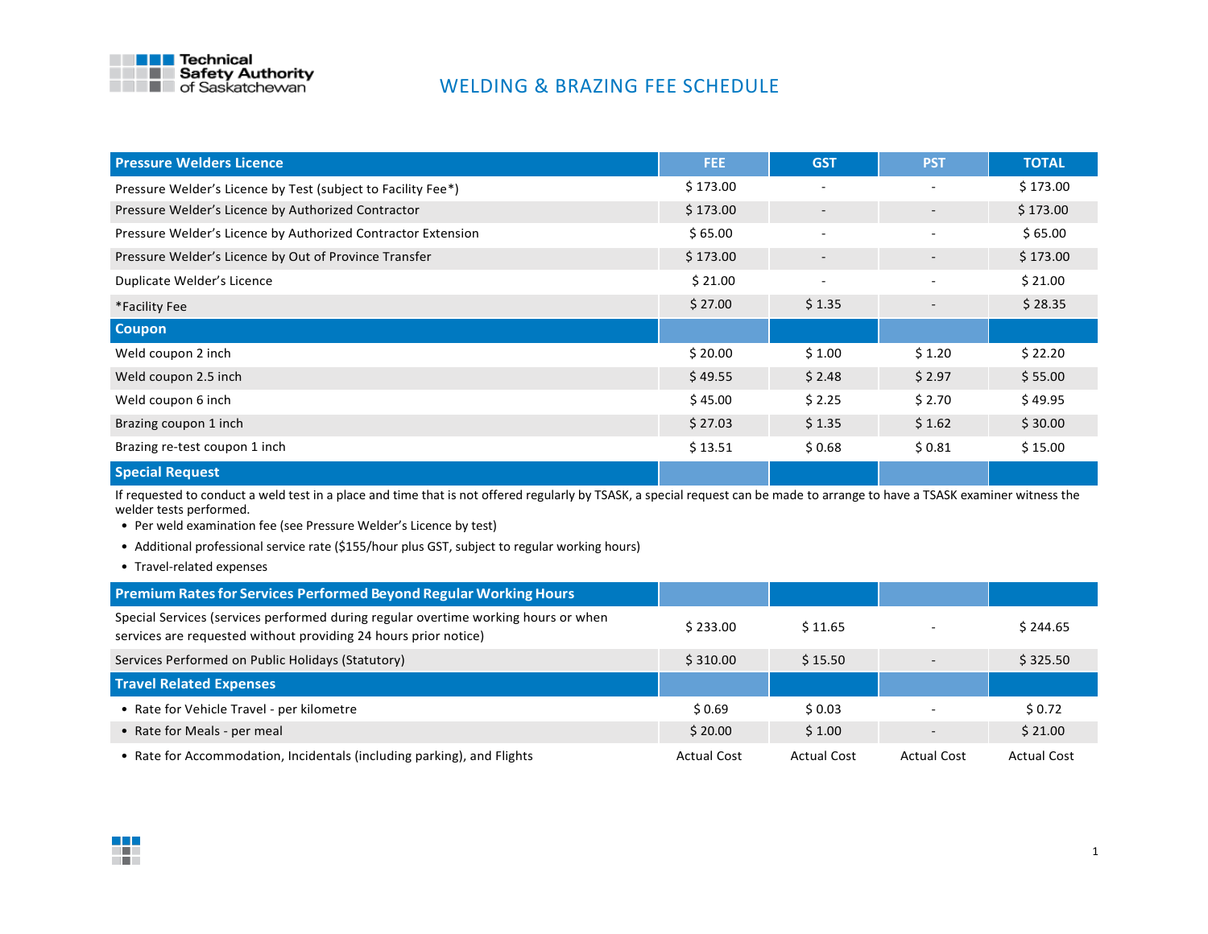# WELDING & BRAZING FEE SCHEDULE

| Pressure Welders Licence | FEE | GST | PST | TOTAL |
|---|---|---|---|---|
| Pressure Welder's Licence by Test (subject to Facility Fee*) | $ 173.00 | - | - | $ 173.00 |
| Pressure Welder's Licence by Authorized Contractor | $ 173.00 | - | - | $ 173.00 |
| Pressure Welder's Licence by Authorized Contractor Extension | $ 65.00 | - | - | $ 65.00 |
| Pressure Welder's Licence by Out of Province Transfer | $ 173.00 | - | - | $ 173.00 |
| Duplicate Welder's Licence | $ 21.00 | - | - | $ 21.00 |
| *Facility Fee | $ 27.00 | $ 1.35 | - | $ 28.35 |
| **Coupon** | | | | |
| Weld coupon 2 inch | $ 20.00 | $ 1.00 | $ 1.20 | $ 22.20 |
| Weld coupon 2.5 inch | $ 49.55 | $ 2.48 | $ 2.97 | $ 55.00 |
| Weld coupon 6 inch | $ 45.00 | $ 2.25 | $ 2.70 | $ 49.95 |
| Brazing coupon 1 inch | $ 27.03 | $ 1.35 | $ 1.62 | $ 30.00 |
| Brazing re-test coupon 1 inch | $ 13.51 | $ 0.68 | $ 0.81 | $ 15.00 |

## Special Request

If requested to conduct a weld test in a place and time that is not offered regularly by TSASK, a special request can be made to arrange to have a TSASK examiner witness the welder tests performed.

- Per weld examination fee (see Pressure Welder's Licence by test)
- Additional professional service rate ($155/hour plus GST, subject to regular working hours)
- Travel-related expenses

| Premium Rates for Services Performed Beyond Regular Working Hours | FEE | GST | PST | TOTAL |
|---|---|---|---|---|
| Special Services (services performed during regular overtime working hours or when services are requested without providing 24 hours prior notice) | $ 233.00 | $ 11.65 | - | $ 244.65 |
| Services Performed on Public Holidays (Statutory) | $ 310.00 | $ 15.50 | - | $ 325.50 |
| **Travel Related Expenses** | | | | |
| • Rate for Vehicle Travel - per kilometre | $ 0.69 | $ 0.03 | - | $ 0.72 |
| • Rate for Meals - per meal | $ 20.00 | $ 1.00 | - | $ 21.00 |
| • Rate for Accommodation, Incidentals (including parking), and Flights | Actual Cost | Actual Cost | Actual Cost | Actual Cost |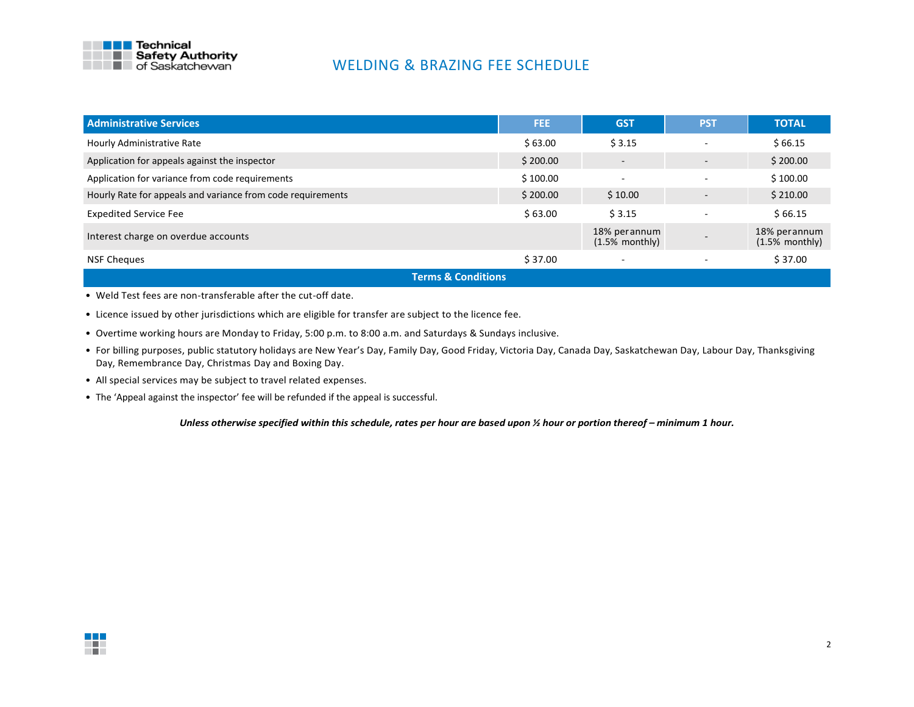# WELDING & BRAZING FEE SCHEDULE

| Administrative Services | FEE | GST | PST | TOTAL |
|---|---|---|---|---|
| Hourly Administrative Rate | $ 63.00 | $ 3.15 | - | $ 66.15 |
| Application for appeals against the inspector | $ 200.00 | - | - | $ 200.00 |
| Application for variance from code requirements | $ 100.00 | - | - | $ 100.00 |
| Hourly Rate for appeals and variance from code requirements | $ 200.00 | $ 10.00 | - | $ 210.00 |
| Expedited Service Fee | $ 63.00 | $ 3.15 | - | $ 66.15 |
| Interest charge on overdue accounts | | 18% perannum (1.5% monthly) | - | 18% perannum (1.5% monthly) |
| NSF Cheques | $ 37.00 | - | - | $ 37.00 |

## Terms & Conditions

- Weld Test fees are non-transferable after the cut-off date.
- Licence issued by other jurisdictions which are eligible for transfer are subject to the licence fee.
- Overtime working hours are Monday to Friday, 5:00 p.m. to 8:00 a.m. and Saturdays & Sundays inclusive.
- For billing purposes, public statutory holidays are New Year's Day, Family Day, Good Friday, Victoria Day, Canada Day, Saskatchewan Day, Labour Day, Thanksgiving Day, Remembrance Day, Christmas Day and Boxing Day.
- All special services may be subject to travel related expenses.
- The 'Appeal against the inspector' fee will be refunded if the appeal is successful.

***Unless otherwise specified within this schedule, rates per hour are based upon ½ hour or portion thereof – minimum 1 hour.***